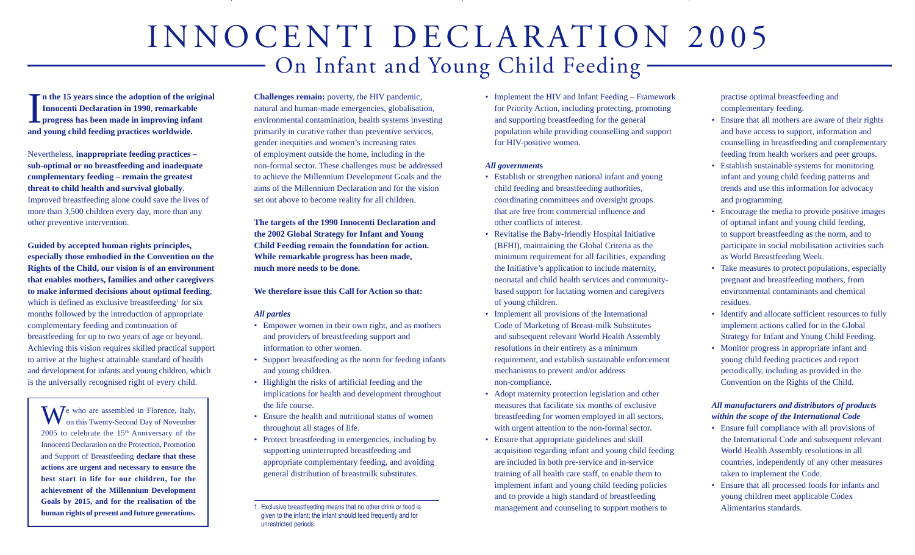# INNOCENTI DECLARATION 2005

## On Infant and Young Child Feeding

**In the 15 years since the adoption of the original Innocenti Declaration in 1990, remarkable progress has been made in improving infant and young child feeding practices worldwide.**

Nevertheless, **inappropriate feeding practices – sub-optimal or no breastfeeding and inadequate complementary feeding – remain the greatest threat to child health and survival globally**. Improved breastfeeding alone could save the lives of more than 3,500 children every day, more than any other preventive intervention.

**Guided by accepted human rights principles, especially those embodied in the Convention on the Rights of the Child, our vision is of an environment that enables mothers, families and other caregivers to make informed decisions about optimal feeding**, which is defined as exclusive breastfeeding[1] for six months followed by the introduction of appropriate complementary feeding and continuation of breastfeeding for up to two years of age or beyond. Achieving this vision requires skilled practical support to arrive at the highest attainable standard of health and development for infants and young children, which is the universally recognised right of every child.

We who are assembled in Florence, Italy, on this Twenty-Second Day of November 2005 to celebrate the 15th Anniversary of the Innocenti Declaration on the Protection, Promotion and Support of Breastfeeding **declare that these actions are urgent and necessary to ensure the best start in life for our children, for the achievement of the Millennium Development Goals by 2015, and for the realisation of the human rights of present and future generations.**

**Challenges remain:** poverty, the HIV pandemic, natural and human-made emergencies, globalisation, environmental contamination, health systems investing primarily in curative rather than preventive services, gender inequities and women's increasing rates of employment outside the home, including in the non-formal sector. These challenges must be addressed to achieve the Millennium Development Goals and the aims of the Millennium Declaration and for the vision set out above to become reality for all children.

**The targets of the 1990 Innocenti Declaration and the 2002 Global Strategy for Infant and Young Child Feeding remain the foundation for action. While remarkable progress has been made, much more needs to be done.**

**We therefore issue this Call for Action so that:**

***All parties***

- Empower women in their own right, and as mothers and providers of breastfeeding support and information to other women.
- Support breastfeeding as the norm for feeding infants and young children.
- Highlight the risks of artificial feeding and the implications for health and development throughout the life course.
- Ensure the health and nutritional status of women throughout all stages of life.
- Protect breastfeeding in emergencies, including by supporting uninterrupted breastfeeding and appropriate complementary feeding, and avoiding general distribution of breastmilk substitutes.
- Implement the HIV and Infant Feeding – Framework for Priority Action, including protecting, promoting and supporting breastfeeding for the general population while providing counselling and support for HIV-positive women.

***All governments***

- Establish or strengthen national infant and young child feeding and breastfeeding authorities, coordinating committees and oversight groups that are free from commercial influence and other conflicts of interest.
- Revitalise the Baby-friendly Hospital Initiative (BFHI), maintaining the Global Criteria as the minimum requirement for all facilities, expanding the Initiative's application to include maternity, neonatal and child health services and community-based support for lactating women and caregivers of young children.
- Implement all provisions of the International Code of Marketing of Breast-milk Substitutes and subsequent relevant World Health Assembly resolutions in their entirety as a minimum requirement, and establish sustainable enforcement mechanisms to prevent and/or address non-compliance.
- Adopt maternity protection legislation and other measures that facilitate six months of exclusive breastfeeding for women employed in all sectors, with urgent attention to the non-formal sector.
- Ensure that appropriate guidelines and skill acquisition regarding infant and young child feeding are included in both pre-service and in-service training of all health care staff, to enable them to implement infant and young child feeding policies and to provide a high standard of breastfeeding management and counseling to support mothers to practise optimal breastfeeding and complementary feeding.
- Ensure that all mothers are aware of their rights and have access to support, information and counselling in breastfeeding and complementary feeding from health workers and peer groups.
- Establish sustainable systems for monitoring infant and young child feeding patterns and trends and use this information for advocacy and programming.
- Encourage the media to provide positive images of optimal infant and young child feeding, to support breastfeeding as the norm, and to participate in social mobilisation activities such as World Breastfeeding Week.
- Take measures to protect populations, especially pregnant and breastfeeding mothers, from environmental contaminants and chemical residues.
- Identify and allocate sufficient resources to fully implement actions called for in the Global Strategy for Infant and Young Child Feeding.
- Monitor progress in appropriate infant and young child feeding practices and report periodically, including as provided in the Convention on the Rights of the Child.

***All manufacturers and distributors of products within the scope of the International Code***

- Ensure full compliance with all provisions of the International Code and subsequent relevant World Health Assembly resolutions in all countries, independently of any other measures taken to implement the Code.
- Ensure that all processed foods for infants and young children meet applicable Codex Alimentarius standards.

---

1. Exclusive breastfeeding means that no other drink or food is given to the infant; the infant should feed frequently and for unrestricted periods.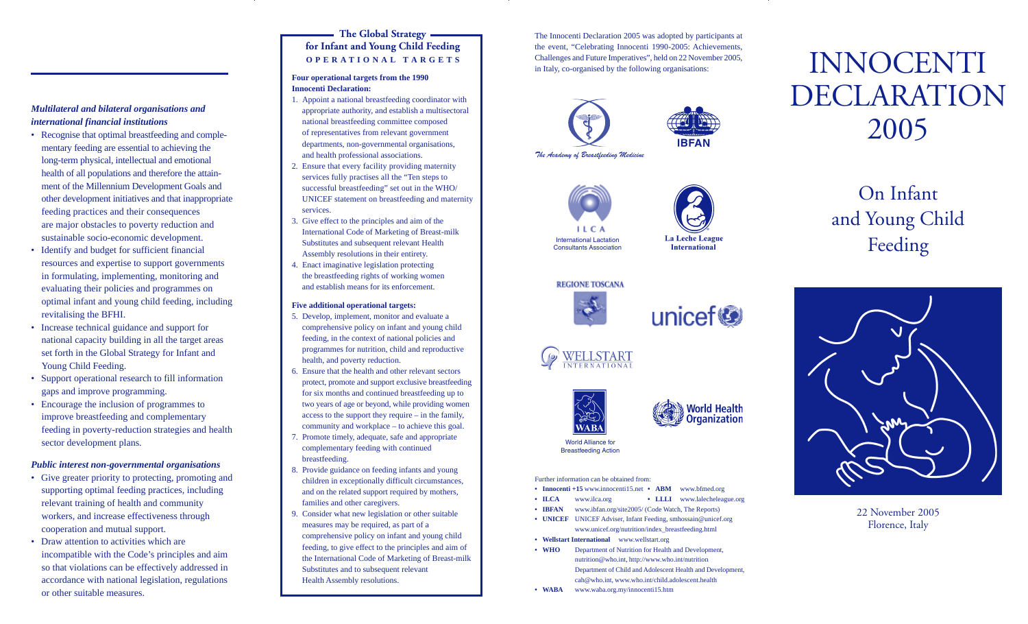### *Multilateral and bilateral organisations and international financial institutions*

- Recognise that optimal breastfeeding and complementary feeding are essential to achieving the long-term physical, intellectual and emotional health of all populations and therefore the attainment of the Millennium Development Goals and other development initiatives and that inappropriate feeding practices and their consequences are major obstacles to poverty reduction and sustainable socio-economic development.
- Identify and budget for sufficient financial resources and expertise to support governments in formulating, implementing, monitoring and evaluating their policies and programmes on optimal infant and young child feeding, including revitalising the BFHI.
- Increase technical guidance and support for national capacity building in all the target areas set forth in the Global Strategy for Infant and Young Child Feeding.
- Support operational research to fill information gaps and improve programming.
- Encourage the inclusion of programmes to improve breastfeeding and complementary feeding in poverty-reduction strategies and health sector development plans.

### *Public interest non-governmental organisations*

- Give greater priority to protecting, promoting and supporting optimal feeding practices, including relevant training of health and community workers, and increase effectiveness through cooperation and mutual support.
- Draw attention to activities which are incompatible with the Code's principles and aim so that violations can be effectively addressed in accordance with national legislation, regulations or other suitable measures.

## The Global Strategy for Infant and Young Child Feeding
### OPERATIONAL TARGETS

**Four operational targets from the 1990 Innocenti Declaration:**

1. Appoint a national breastfeeding coordinator with appropriate authority, and establish a multisectoral national breastfeeding committee composed of representatives from relevant government departments, non-governmental organisations, and health professional associations.
2. Ensure that every facility providing maternity services fully practises all the "Ten steps to successful breastfeeding" set out in the WHO/UNICEF statement on breastfeeding and maternity services.
3. Give effect to the principles and aim of the International Code of Marketing of Breast-milk Substitutes and subsequent relevant Health Assembly resolutions in their entirety.
4. Enact imaginative legislation protecting the breastfeeding rights of working women and establish means for its enforcement.

**Five additional operational targets:**

5. Develop, implement, monitor and evaluate a comprehensive policy on infant and young child feeding, in the context of national policies and programmes for nutrition, child and reproductive health, and poverty reduction.
6. Ensure that the health and other relevant sectors protect, promote and support exclusive breastfeeding for six months and continued breastfeeding up to two years of age or beyond, while providing women access to the support they require – in the family, community and workplace – to achieve this goal.
7. Promote timely, adequate, safe and appropriate complementary feeding with continued breastfeeding.
8. Provide guidance on feeding infants and young children in exceptionally difficult circumstances, and on the related support required by mothers, families and other caregivers.
9. Consider what new legislation or other suitable measures may be required, as part of a comprehensive policy on infant and young child feeding, to give effect to the principles and aim of the International Code of Marketing of Breast-milk Substitutes and to subsequent relevant Health Assembly resolutions.

The Innocenti Declaration 2005 was adopted by participants at the event, "Celebrating Innocenti 1990-2005: Achievements, Challenges and Future Imperatives", held on 22 November 2005, in Italy, co-organised by the following organisations:

The Academy of Breastfeeding Medicine

IBFAN

ILCA
International Lactation Consultants Association

La Leche League International

REGIONE TOSCANA

unicef

WELLSTART INTERNATIONAL

WABA
World Alliance for Breastfeeding Action

World Health Organization

Further information can be obtained from:

- **Innocenti +15** www.innocenti15.net
- **ABM** www.bfmed.org
- **ILCA** www.ilca.org
- **LLLI** www.lalecheleague.org
- **IBFAN** www.ibfan.org/site2005/ (Code Watch, The Reports)
- **UNICEF** UNICEF Adviser, Infant Feeding, smhossain@unicef.org www.unicef.org/nutrition/index_breastfeeding.html
- **Wellstart International** www.wellstart.org
- **WHO** Department of Nutrition for Health and Development, nutrition@who.int, http://www.who.int/nutrition Department of Child and Adolescent Health and Development, cah@who.int, www.who.int/child.adolescent.health
- **WABA** www.waba.org.my/innocenti15.htm

# INNOCENTI DECLARATION 2005

## On Infant and Young Child Feeding

22 November 2005
Florence, Italy